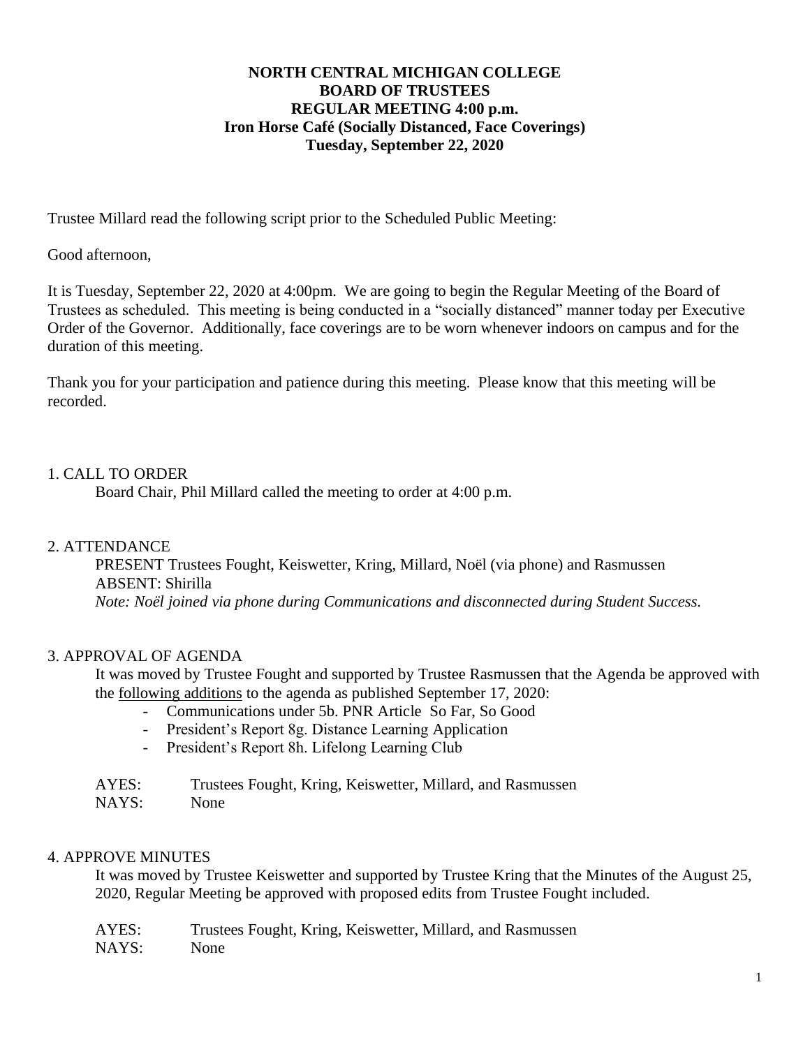**NORTH CENTRAL MICHIGAN COLLEGE**
**BOARD OF TRUSTEES**
**REGULAR MEETING 4:00 p.m.**
**Iron Horse Café (Socially Distanced, Face Coverings)**
**Tuesday, September 22, 2020**

Trustee Millard read the following script prior to the Scheduled Public Meeting:

Good afternoon,

It is Tuesday, September 22, 2020 at 4:00pm. We are going to begin the Regular Meeting of the Board of Trustees as scheduled. This meeting is being conducted in a "socially distanced" manner today per Executive Order of the Governor. Additionally, face coverings are to be worn whenever indoors on campus and for the duration of this meeting.

Thank you for your participation and patience during this meeting. Please know that this meeting will be recorded.

## 1. CALL TO ORDER

Board Chair, Phil Millard called the meeting to order at 4:00 p.m.

## 2. ATTENDANCE

PRESENT Trustees Fought, Keiswetter, Kring, Millard, Noël (via phone) and Rasmussen
ABSENT: Shirilla
*Note: Noël joined via phone during Communications and disconnected during Student Success.*

## 3. APPROVAL OF AGENDA

It was moved by Trustee Fought and supported by Trustee Rasmussen that the Agenda be approved with the following additions to the agenda as published September 17, 2020:

- Communications under 5b. PNR Article So Far, So Good
- President's Report 8g. Distance Learning Application
- President's Report 8h. Lifelong Learning Club

AYES: Trustees Fought, Kring, Keiswetter, Millard, and Rasmussen
NAYS: None

## 4. APPROVE MINUTES

It was moved by Trustee Keiswetter and supported by Trustee Kring that the Minutes of the August 25, 2020, Regular Meeting be approved with proposed edits from Trustee Fought included.

AYES: Trustees Fought, Kring, Keiswetter, Millard, and Rasmussen
NAYS: None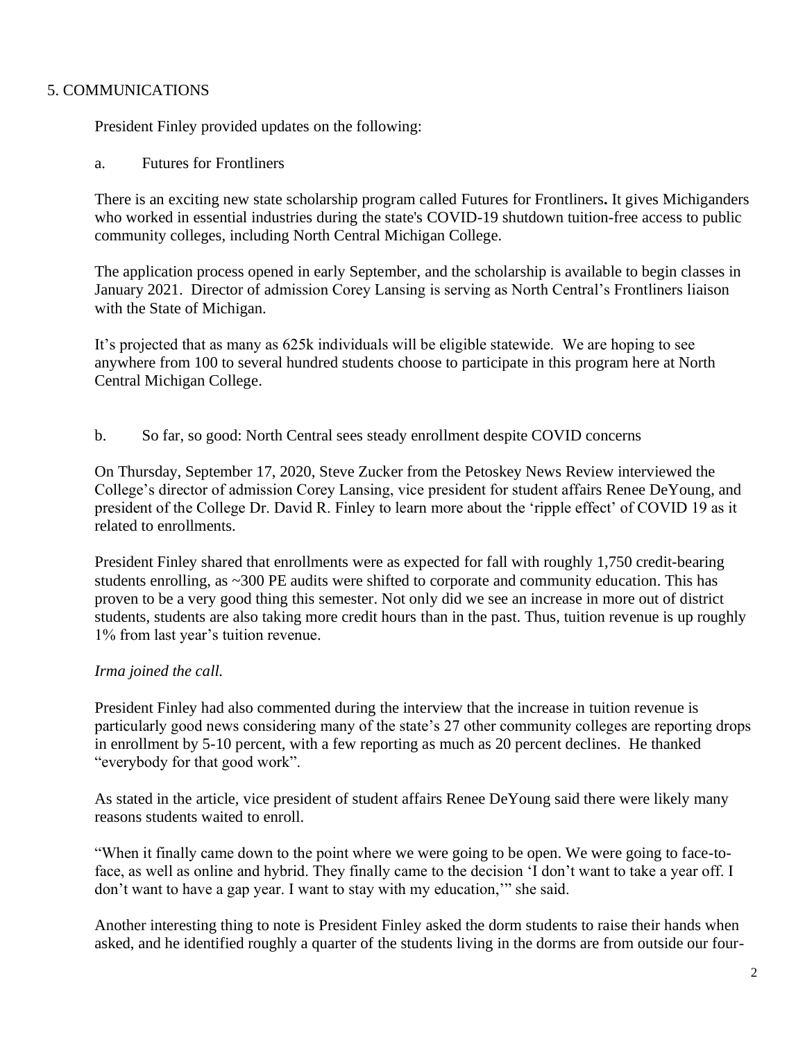## 5. COMMUNICATIONS

President Finley provided updates on the following:

a. Futures for Frontliners

There is an exciting new state scholarship program called Futures for Frontliners**.** It gives Michiganders who worked in essential industries during the state's COVID-19 shutdown tuition-free access to public community colleges, including North Central Michigan College.

The application process opened in early September, and the scholarship is available to begin classes in January 2021. Director of admission Corey Lansing is serving as North Central's Frontliners liaison with the State of Michigan.

It's projected that as many as 625k individuals will be eligible statewide. We are hoping to see anywhere from 100 to several hundred students choose to participate in this program here at North Central Michigan College.

b. So far, so good: North Central sees steady enrollment despite COVID concerns

On Thursday, September 17, 2020, Steve Zucker from the Petoskey News Review interviewed the College's director of admission Corey Lansing, vice president for student affairs Renee DeYoung, and president of the College Dr. David R. Finley to learn more about the 'ripple effect' of COVID 19 as it related to enrollments.

President Finley shared that enrollments were as expected for fall with roughly 1,750 credit-bearing students enrolling, as ~300 PE audits were shifted to corporate and community education. This has proven to be a very good thing this semester. Not only did we see an increase in more out of district students, students are also taking more credit hours than in the past. Thus, tuition revenue is up roughly 1% from last year's tuition revenue.

*Irma joined the call.*

President Finley had also commented during the interview that the increase in tuition revenue is particularly good news considering many of the state's 27 other community colleges are reporting drops in enrollment by 5-10 percent, with a few reporting as much as 20 percent declines. He thanked "everybody for that good work".

As stated in the article, vice president of student affairs Renee DeYoung said there were likely many reasons students waited to enroll.

"When it finally came down to the point where we were going to be open. We were going to face-to-face, as well as online and hybrid. They finally came to the decision 'I don't want to take a year off. I don't want to have a gap year. I want to stay with my education,'" she said.

Another interesting thing to note is President Finley asked the dorm students to raise their hands when asked, and he identified roughly a quarter of the students living in the dorms are from outside our four-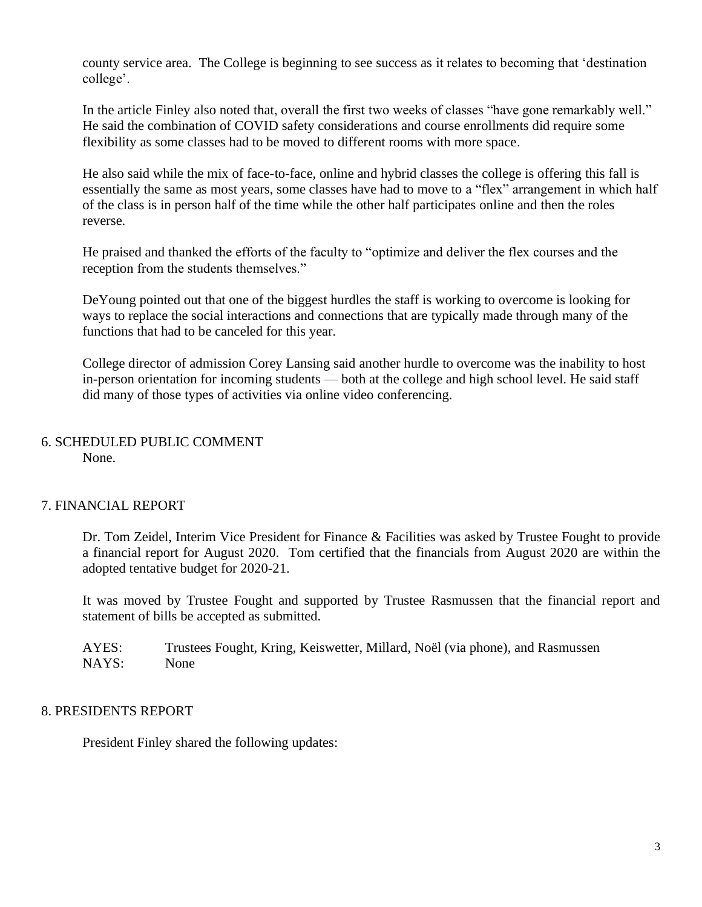county service area. The College is beginning to see success as it relates to becoming that 'destination college'.

In the article Finley also noted that, overall the first two weeks of classes "have gone remarkably well." He said the combination of COVID safety considerations and course enrollments did require some flexibility as some classes had to be moved to different rooms with more space.

He also said while the mix of face-to-face, online and hybrid classes the college is offering this fall is essentially the same as most years, some classes have had to move to a "flex" arrangement in which half of the class is in person half of the time while the other half participates online and then the roles reverse.

He praised and thanked the efforts of the faculty to "optimize and deliver the flex courses and the reception from the students themselves."

DeYoung pointed out that one of the biggest hurdles the staff is working to overcome is looking for ways to replace the social interactions and connections that are typically made through many of the functions that had to be canceled for this year.

College director of admission Corey Lansing said another hurdle to overcome was the inability to host in-person orientation for incoming students — both at the college and high school level. He said staff did many of those types of activities via online video conferencing.

## 6. SCHEDULED PUBLIC COMMENT

None.

## 7. FINANCIAL REPORT

Dr. Tom Zeidel, Interim Vice President for Finance & Facilities was asked by Trustee Fought to provide a financial report for August 2020. Tom certified that the financials from August 2020 are within the adopted tentative budget for 2020-21.

It was moved by Trustee Fought and supported by Trustee Rasmussen that the financial report and statement of bills be accepted as submitted.

AYES: Trustees Fought, Kring, Keiswetter, Millard, Noël (via phone), and Rasmussen
NAYS: None

## 8. PRESIDENTS REPORT

President Finley shared the following updates: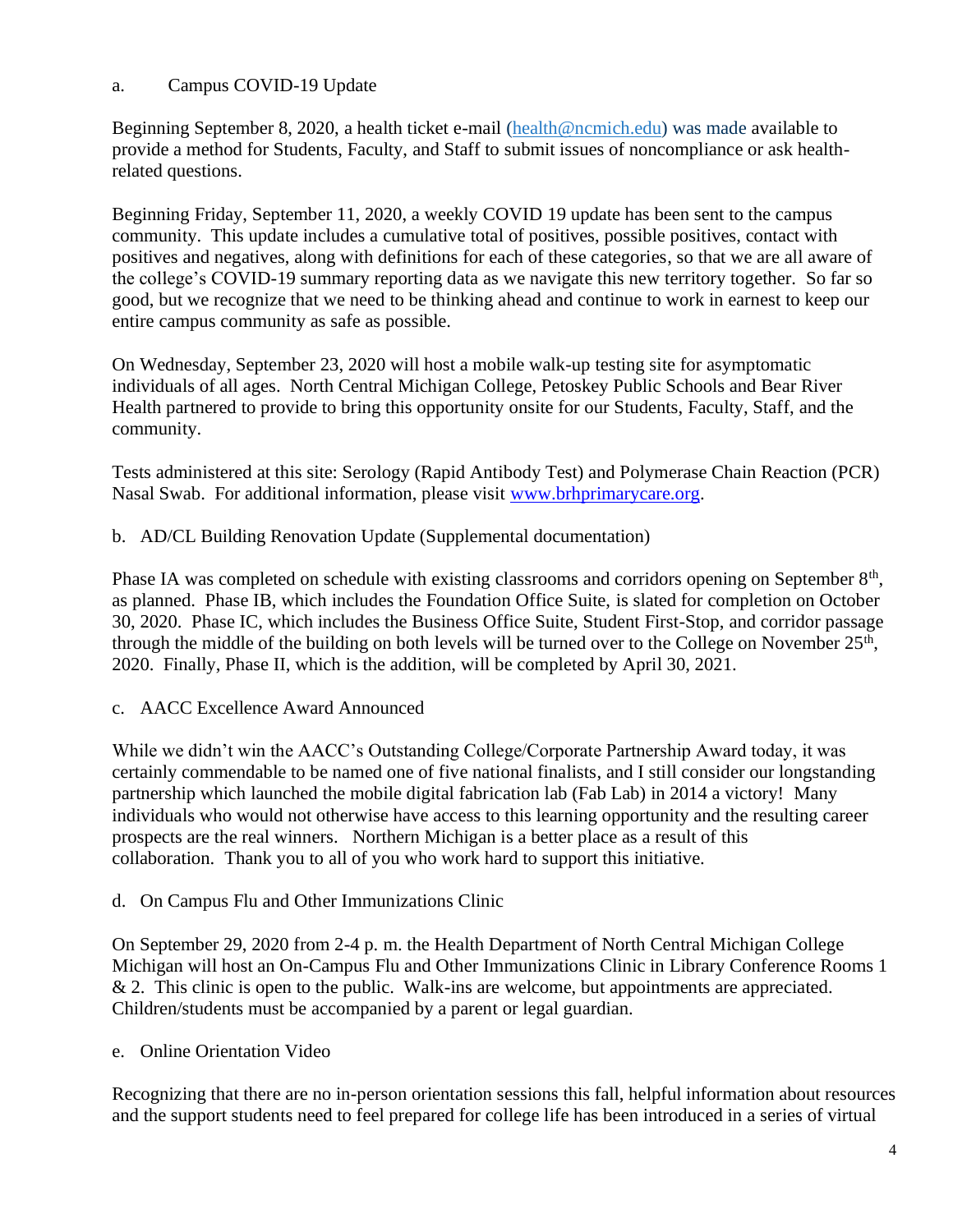a. Campus COVID-19 Update

Beginning September 8, 2020, a health ticket e-mail (health@ncmich.edu) was made available to provide a method for Students, Faculty, and Staff to submit issues of noncompliance or ask health-related questions.

Beginning Friday, September 11, 2020, a weekly COVID 19 update has been sent to the campus community. This update includes a cumulative total of positives, possible positives, contact with positives and negatives, along with definitions for each of these categories, so that we are all aware of the college's COVID-19 summary reporting data as we navigate this new territory together. So far so good, but we recognize that we need to be thinking ahead and continue to work in earnest to keep our entire campus community as safe as possible.

On Wednesday, September 23, 2020 will host a mobile walk-up testing site for asymptomatic individuals of all ages. North Central Michigan College, Petoskey Public Schools and Bear River Health partnered to provide to bring this opportunity onsite for our Students, Faculty, Staff, and the community.

Tests administered at this site: Serology (Rapid Antibody Test) and Polymerase Chain Reaction (PCR) Nasal Swab. For additional information, please visit www.brhprimarycare.org.

b. AD/CL Building Renovation Update (Supplemental documentation)

Phase IA was completed on schedule with existing classrooms and corridors opening on September 8th, as planned. Phase IB, which includes the Foundation Office Suite, is slated for completion on October 30, 2020. Phase IC, which includes the Business Office Suite, Student First-Stop, and corridor passage through the middle of the building on both levels will be turned over to the College on November 25th, 2020. Finally, Phase II, which is the addition, will be completed by April 30, 2021.

c. AACC Excellence Award Announced

While we didn't win the AACC's Outstanding College/Corporate Partnership Award today, it was certainly commendable to be named one of five national finalists, and I still consider our longstanding partnership which launched the mobile digital fabrication lab (Fab Lab) in 2014 a victory! Many individuals who would not otherwise have access to this learning opportunity and the resulting career prospects are the real winners. Northern Michigan is a better place as a result of this collaboration. Thank you to all of you who work hard to support this initiative.

d. On Campus Flu and Other Immunizations Clinic

On September 29, 2020 from 2-4 p. m. the Health Department of North Central Michigan College Michigan will host an On-Campus Flu and Other Immunizations Clinic in Library Conference Rooms 1 & 2. This clinic is open to the public. Walk-ins are welcome, but appointments are appreciated. Children/students must be accompanied by a parent or legal guardian.

e. Online Orientation Video

Recognizing that there are no in-person orientation sessions this fall, helpful information about resources and the support students need to feel prepared for college life has been introduced in a series of virtual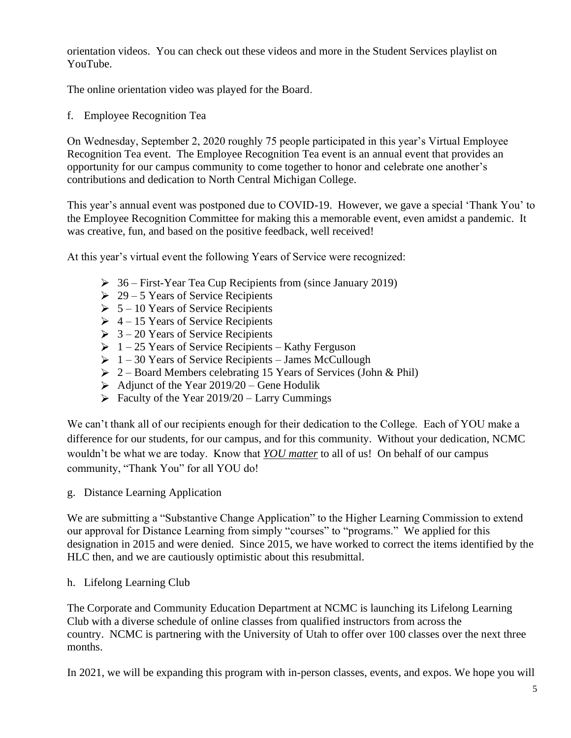orientation videos. You can check out these videos and more in the Student Services playlist on YouTube.

The online orientation video was played for the Board.

f. Employee Recognition Tea

On Wednesday, September 2, 2020 roughly 75 people participated in this year's Virtual Employee Recognition Tea event. The Employee Recognition Tea event is an annual event that provides an opportunity for our campus community to come together to honor and celebrate one another's contributions and dedication to North Central Michigan College.

This year's annual event was postponed due to COVID-19. However, we gave a special 'Thank You' to the Employee Recognition Committee for making this a memorable event, even amidst a pandemic. It was creative, fun, and based on the positive feedback, well received!

At this year's virtual event the following Years of Service were recognized:

- 36 – First-Year Tea Cup Recipients from (since January 2019)
- 29 – 5 Years of Service Recipients
- 5 – 10 Years of Service Recipients
- 4 – 15 Years of Service Recipients
- 3 – 20 Years of Service Recipients
- 1 – 25 Years of Service Recipients – Kathy Ferguson
- 1 – 30 Years of Service Recipients – James McCullough
- 2 – Board Members celebrating 15 Years of Services (John & Phil)
- Adjunct of the Year 2019/20 – Gene Hodulik
- Faculty of the Year 2019/20 – Larry Cummings

We can't thank all of our recipients enough for their dedication to the College. Each of YOU make a difference for our students, for our campus, and for this community. Without your dedication, NCMC wouldn't be what we are today. Know that ***YOU matter*** to all of us! On behalf of our campus community, "Thank You" for all YOU do!

g. Distance Learning Application

We are submitting a "Substantive Change Application" to the Higher Learning Commission to extend our approval for Distance Learning from simply "courses" to "programs." We applied for this designation in 2015 and were denied. Since 2015, we have worked to correct the items identified by the HLC then, and we are cautiously optimistic about this resubmittal.

h. Lifelong Learning Club

The Corporate and Community Education Department at NCMC is launching its Lifelong Learning Club with a diverse schedule of online classes from qualified instructors from across the country. NCMC is partnering with the University of Utah to offer over 100 classes over the next three months.

In 2021, we will be expanding this program with in-person classes, events, and expos. We hope you will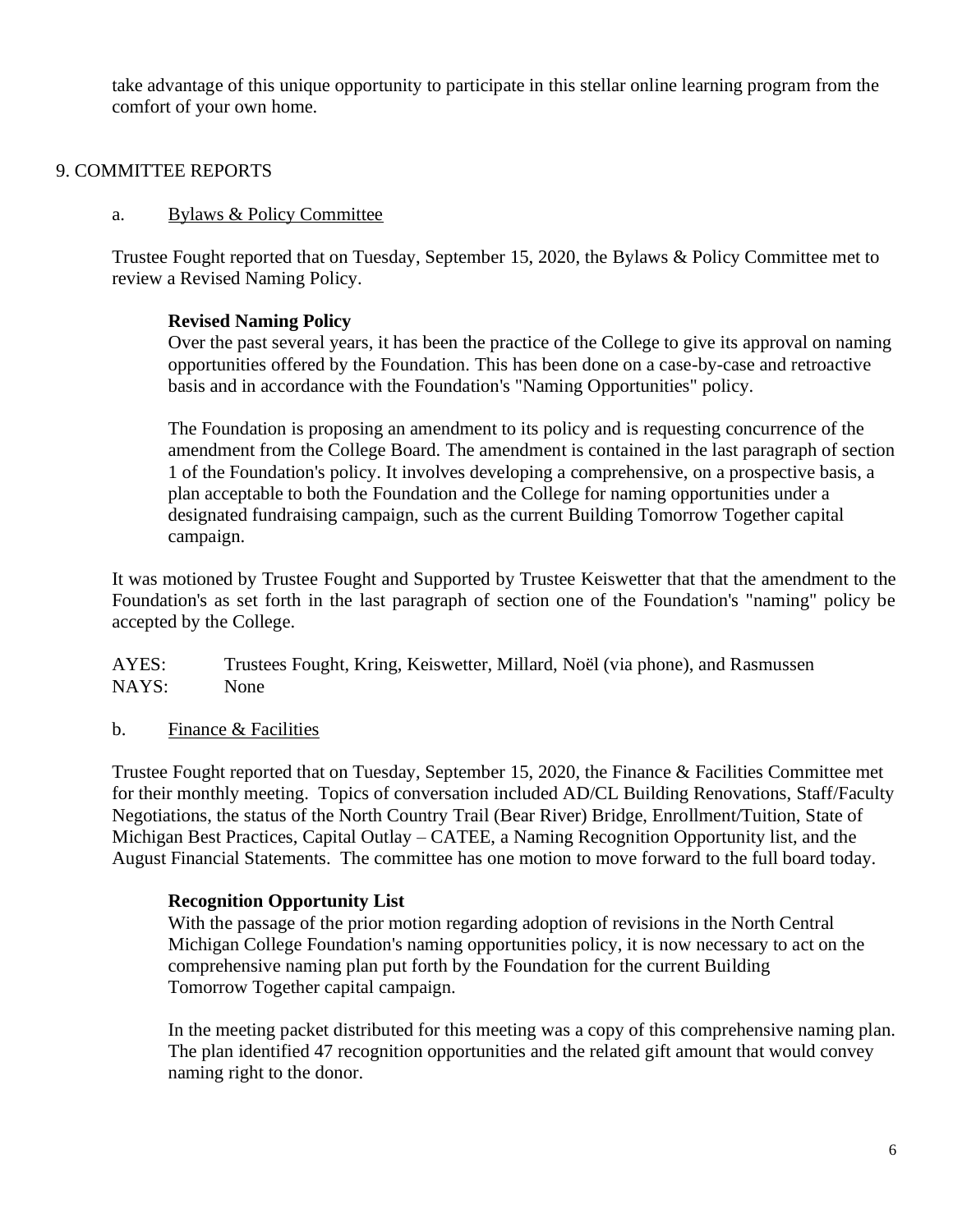take advantage of this unique opportunity to participate in this stellar online learning program from the comfort of your own home.

## 9. COMMITTEE REPORTS

### a. Bylaws & Policy Committee

Trustee Fought reported that on Tuesday, September 15, 2020, the Bylaws & Policy Committee met to review a Revised Naming Policy.

**Revised Naming Policy**

Over the past several years, it has been the practice of the College to give its approval on naming opportunities offered by the Foundation. This has been done on a case-by-case and retroactive basis and in accordance with the Foundation's "Naming Opportunities" policy.

The Foundation is proposing an amendment to its policy and is requesting concurrence of the amendment from the College Board. The amendment is contained in the last paragraph of section 1 of the Foundation's policy. It involves developing a comprehensive, on a prospective basis, a plan acceptable to both the Foundation and the College for naming opportunities under a designated fundraising campaign, such as the current Building Tomorrow Together capital campaign.

It was motioned by Trustee Fought and Supported by Trustee Keiswetter that that the amendment to the Foundation's as set forth in the last paragraph of section one of the Foundation's "naming" policy be accepted by the College.

AYES: Trustees Fought, Kring, Keiswetter, Millard, Noël (via phone), and Rasmussen
NAYS: None

### b. Finance & Facilities

Trustee Fought reported that on Tuesday, September 15, 2020, the Finance & Facilities Committee met for their monthly meeting. Topics of conversation included AD/CL Building Renovations, Staff/Faculty Negotiations, the status of the North Country Trail (Bear River) Bridge, Enrollment/Tuition, State of Michigan Best Practices, Capital Outlay – CATEE, a Naming Recognition Opportunity list, and the August Financial Statements. The committee has one motion to move forward to the full board today.

**Recognition Opportunity List**

With the passage of the prior motion regarding adoption of revisions in the North Central Michigan College Foundation's naming opportunities policy, it is now necessary to act on the comprehensive naming plan put forth by the Foundation for the current Building Tomorrow Together capital campaign.

In the meeting packet distributed for this meeting was a copy of this comprehensive naming plan. The plan identified 47 recognition opportunities and the related gift amount that would convey naming right to the donor.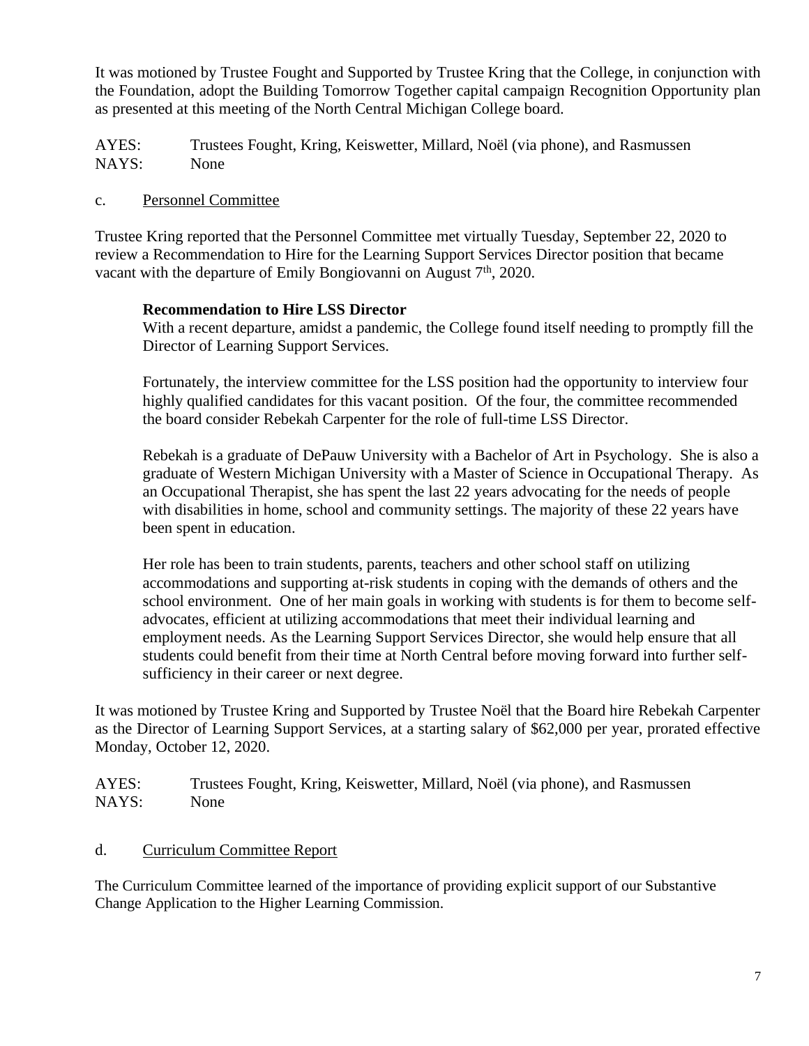It was motioned by Trustee Fought and Supported by Trustee Kring that the College, in conjunction with the Foundation, adopt the Building Tomorrow Together capital campaign Recognition Opportunity plan as presented at this meeting of the North Central Michigan College board.

AYES: Trustees Fought, Kring, Keiswetter, Millard, Noël (via phone), and Rasmussen
NAYS: None

c. Personnel Committee

Trustee Kring reported that the Personnel Committee met virtually Tuesday, September 22, 2020 to review a Recommendation to Hire for the Learning Support Services Director position that became vacant with the departure of Emily Bongiovanni on August 7th, 2020.

**Recommendation to Hire LSS Director**

With a recent departure, amidst a pandemic, the College found itself needing to promptly fill the Director of Learning Support Services.

Fortunately, the interview committee for the LSS position had the opportunity to interview four highly qualified candidates for this vacant position. Of the four, the committee recommended the board consider Rebekah Carpenter for the role of full-time LSS Director.

Rebekah is a graduate of DePauw University with a Bachelor of Art in Psychology. She is also a graduate of Western Michigan University with a Master of Science in Occupational Therapy. As an Occupational Therapist, she has spent the last 22 years advocating for the needs of people with disabilities in home, school and community settings. The majority of these 22 years have been spent in education.

Her role has been to train students, parents, teachers and other school staff on utilizing accommodations and supporting at-risk students in coping with the demands of others and the school environment. One of her main goals in working with students is for them to become self-advocates, efficient at utilizing accommodations that meet their individual learning and employment needs. As the Learning Support Services Director, she would help ensure that all students could benefit from their time at North Central before moving forward into further self-sufficiency in their career or next degree.

It was motioned by Trustee Kring and Supported by Trustee Noël that the Board hire Rebekah Carpenter as the Director of Learning Support Services, at a starting salary of $62,000 per year, prorated effective Monday, October 12, 2020.

AYES: Trustees Fought, Kring, Keiswetter, Millard, Noël (via phone), and Rasmussen
NAYS: None

d. Curriculum Committee Report

The Curriculum Committee learned of the importance of providing explicit support of our Substantive Change Application to the Higher Learning Commission.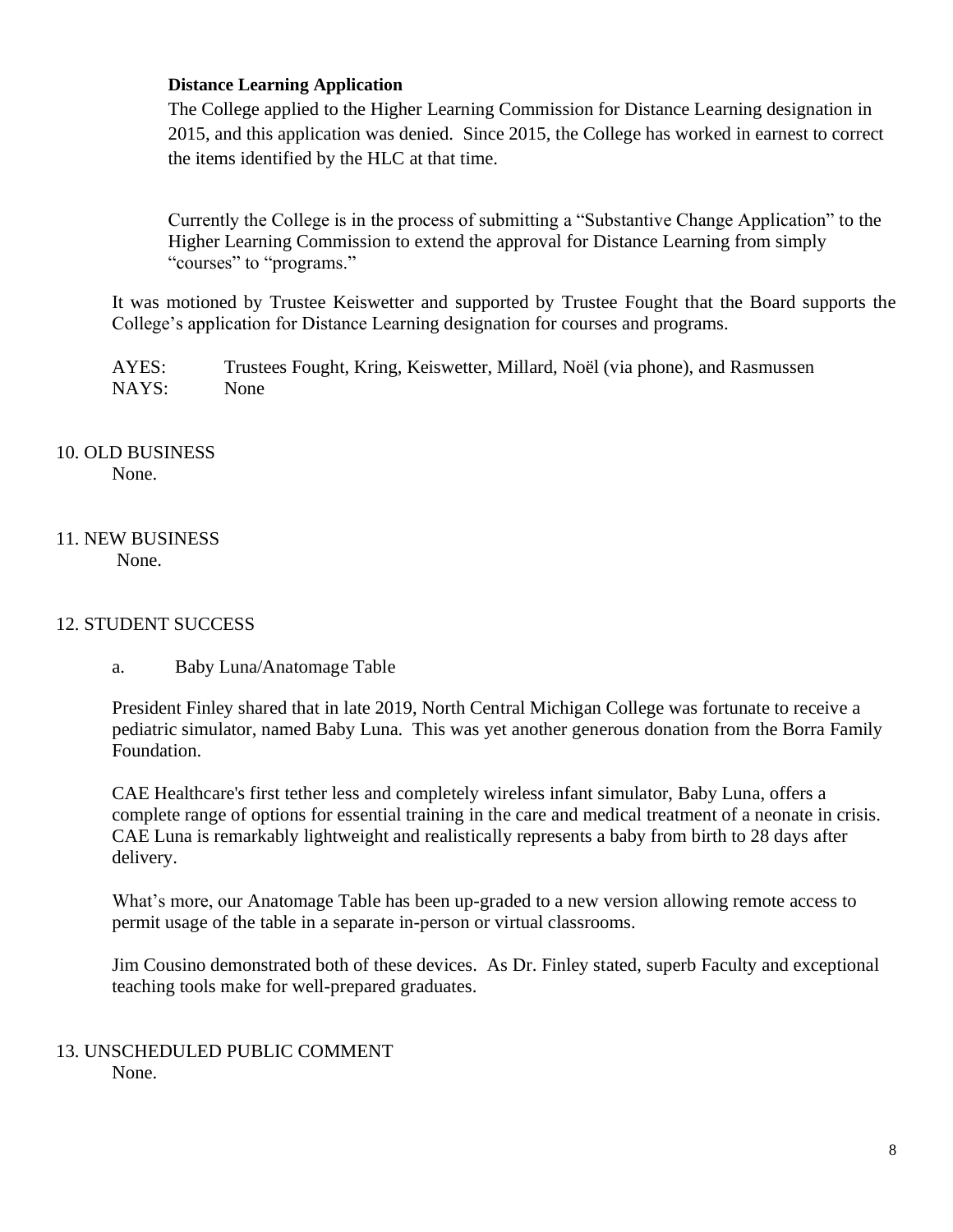**Distance Learning Application**

The College applied to the Higher Learning Commission for Distance Learning designation in 2015, and this application was denied. Since 2015, the College has worked in earnest to correct the items identified by the HLC at that time.

Currently the College is in the process of submitting a "Substantive Change Application" to the Higher Learning Commission to extend the approval for Distance Learning from simply "courses" to "programs."

It was motioned by Trustee Keiswetter and supported by Trustee Fought that the Board supports the College's application for Distance Learning designation for courses and programs.

AYES: Trustees Fought, Kring, Keiswetter, Millard, Noël (via phone), and Rasmussen
NAYS: None

10. OLD BUSINESS
None.

11. NEW BUSINESS
None.

12. STUDENT SUCCESS

a. Baby Luna/Anatomage Table

President Finley shared that in late 2019, North Central Michigan College was fortunate to receive a pediatric simulator, named Baby Luna. This was yet another generous donation from the Borra Family Foundation.

CAE Healthcare's first tether less and completely wireless infant simulator, Baby Luna, offers a complete range of options for essential training in the care and medical treatment of a neonate in crisis. CAE Luna is remarkably lightweight and realistically represents a baby from birth to 28 days after delivery.

What's more, our Anatomage Table has been up-graded to a new version allowing remote access to permit usage of the table in a separate in-person or virtual classrooms.

Jim Cousino demonstrated both of these devices. As Dr. Finley stated, superb Faculty and exceptional teaching tools make for well-prepared graduates.

13. UNSCHEDULED PUBLIC COMMENT
None.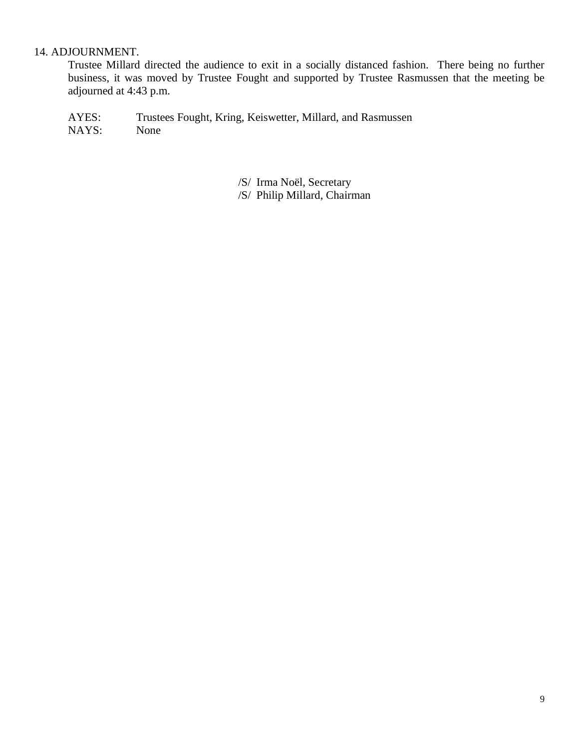14. ADJOURNMENT.

Trustee Millard directed the audience to exit in a socially distanced fashion. There being no further business, it was moved by Trustee Fought and supported by Trustee Rasmussen that the meeting be adjourned at 4:43 p.m.

AYES: Trustees Fought, Kring, Keiswetter, Millard, and Rasmussen
NAYS: None

/S/ Irma Noël, Secretary
/S/ Philip Millard, Chairman